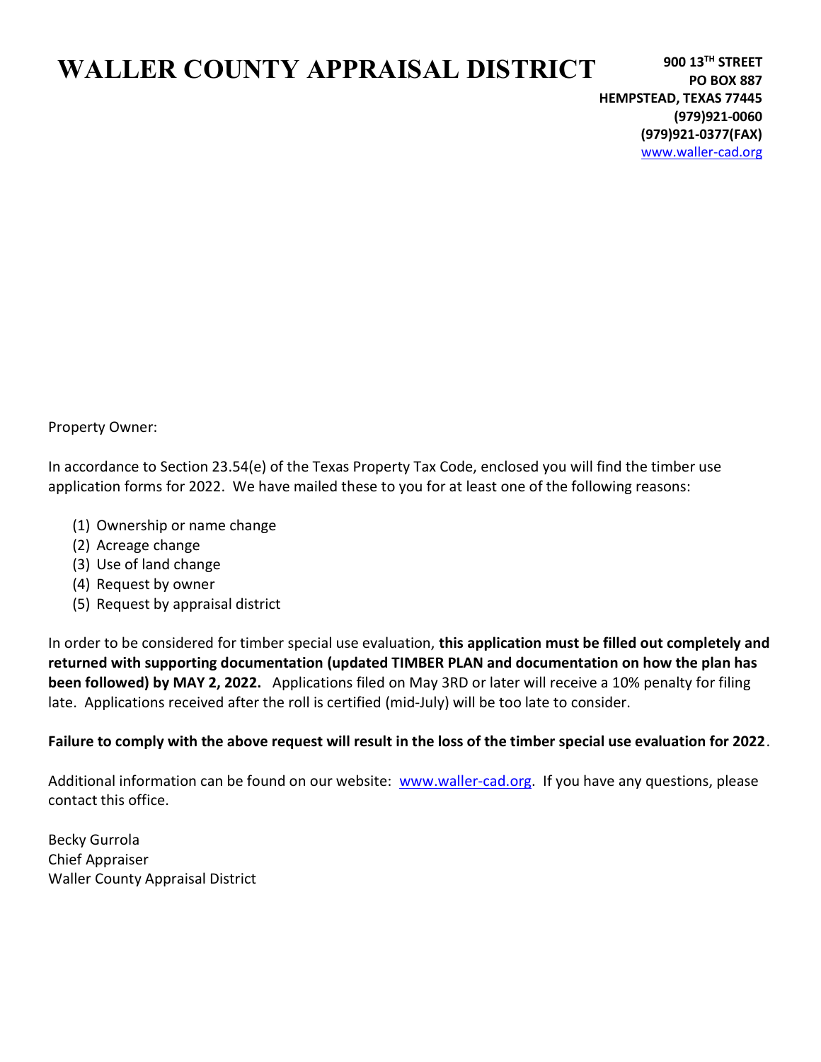# WALLER COUNTY APPRAISAL DISTRICT

**900 13TH STREET**
**PO BOX 887**
**HEMPSTEAD, TEXAS 77445**
**(979)921-0060**
**(979)921-0377(FAX)**
www.waller-cad.org

Property Owner:

In accordance to Section 23.54(e) of the Texas Property Tax Code, enclosed you will find the timber use application forms for 2022. We have mailed these to you for at least one of the following reasons:

(1) Ownership or name change
(2) Acreage change
(3) Use of land change
(4) Request by owner
(5) Request by appraisal district

In order to be considered for timber special use evaluation, **this application must be filled out completely and returned with supporting documentation (updated TIMBER PLAN and documentation on how the plan has been followed) by MAY 2, 2022.** Applications filed on May 3RD or later will receive a 10% penalty for filing late. Applications received after the roll is certified (mid-July) will be too late to consider.

**Failure to comply with the above request will result in the loss of the timber special use evaluation for 2022**.

Additional information can be found on our website: www.waller-cad.org. If you have any questions, please contact this office.

Becky Gurrola
Chief Appraiser
Waller County Appraisal District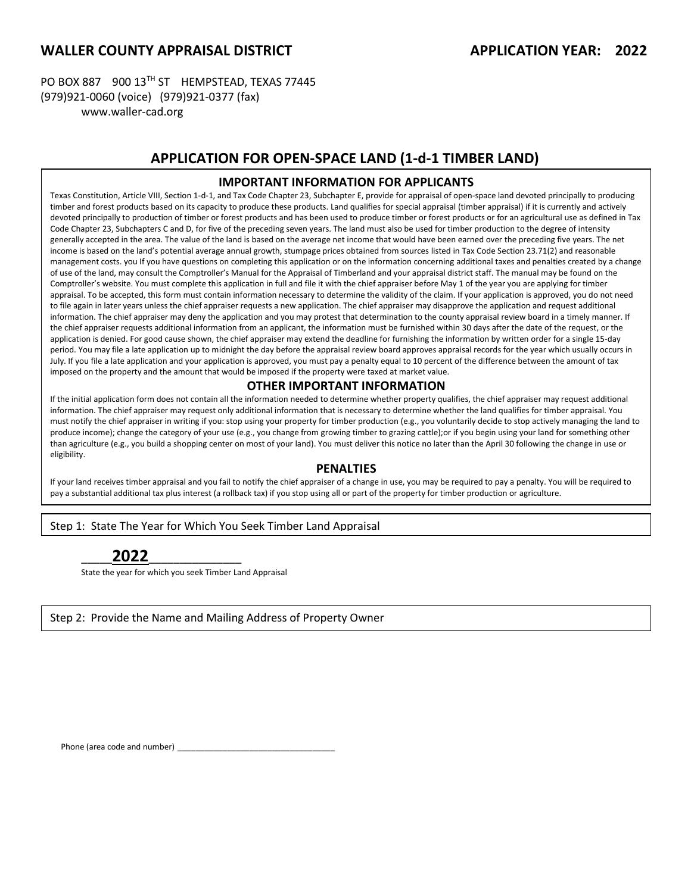**WALLER COUNTY APPRAISAL DISTRICT** **APPLICATION YEAR: 2022**

PO BOX 887 900 13TH ST HEMPSTEAD, TEXAS 77445
(979)921-0060 (voice) (979)921-0377 (fax)
www.waller-cad.org

## APPLICATION FOR OPEN-SPACE LAND (1-d-1 TIMBER LAND)

### IMPORTANT INFORMATION FOR APPLICANTS

Texas Constitution, Article VIII, Section 1-d-1, and Tax Code Chapter 23, Subchapter E, provide for appraisal of open-space land devoted principally to producing timber and forest products based on its capacity to produce these products. Land qualifies for special appraisal (timber appraisal) if it is currently and actively devoted principally to production of timber or forest products and has been used to produce timber or forest products or for an agricultural use as defined in Tax Code Chapter 23, Subchapters C and D, for five of the preceding seven years. The land must also be used for timber production to the degree of intensity generally accepted in the area. The value of the land is based on the average net income that would have been earned over the preceding five years. The net income is based on the land's potential average annual growth, stumpage prices obtained from sources listed in Tax Code Section 23.71(2) and reasonable management costs. you If you have questions on completing this application or on the information concerning additional taxes and penalties created by a change of use of the land, may consult the Comptroller's Manual for the Appraisal of Timberland and your appraisal district staff. The manual may be found on the Comptroller's website. You must complete this application in full and file it with the chief appraiser before May 1 of the year you are applying for timber appraisal. To be accepted, this form must contain information necessary to determine the validity of the claim. If your application is approved, you do not need to file again in later years unless the chief appraiser requests a new application. The chief appraiser may disapprove the application and request additional information. The chief appraiser may deny the application and you may protest that determination to the county appraisal review board in a timely manner. If the chief appraiser requests additional information from an applicant, the information must be furnished within 30 days after the date of the request, or the application is denied. For good cause shown, the chief appraiser may extend the deadline for furnishing the information by written order for a single 15-day period. You may file a late application up to midnight the day before the appraisal review board approves appraisal records for the year which usually occurs in July. If you file a late application and your application is approved, you must pay a penalty equal to 10 percent of the difference between the amount of tax imposed on the property and the amount that would be imposed if the property were taxed at market value.

### OTHER IMPORTANT INFORMATION

If the initial application form does not contain all the information needed to determine whether property qualifies, the chief appraiser may request additional information. The chief appraiser may request only additional information that is necessary to determine whether the land qualifies for timber appraisal. You must notify the chief appraiser in writing if you: stop using your property for timber production (e.g., you voluntarily decide to stop actively managing the land to produce income); change the category of your use (e.g., you change from growing timber to grazing cattle);or if you begin using your land for something other than agriculture (e.g., you build a shopping center on most of your land). You must deliver this notice no later than the April 30 following the change in use or eligibility.

### PENALTIES

If your land receives timber appraisal and you fail to notify the chief appraiser of a change in use, you may be required to pay a penalty. You will be required to pay a substantial additional tax plus interest (a rollback tax) if you stop using all or part of the property for timber production or agriculture.

Step 1: State The Year for Which You Seek Timber Land Appraisal

____**2022**_____________
State the year for which you seek Timber Land Appraisal

Step 2: Provide the Name and Mailing Address of Property Owner

Phone (area code and number) ___________________________________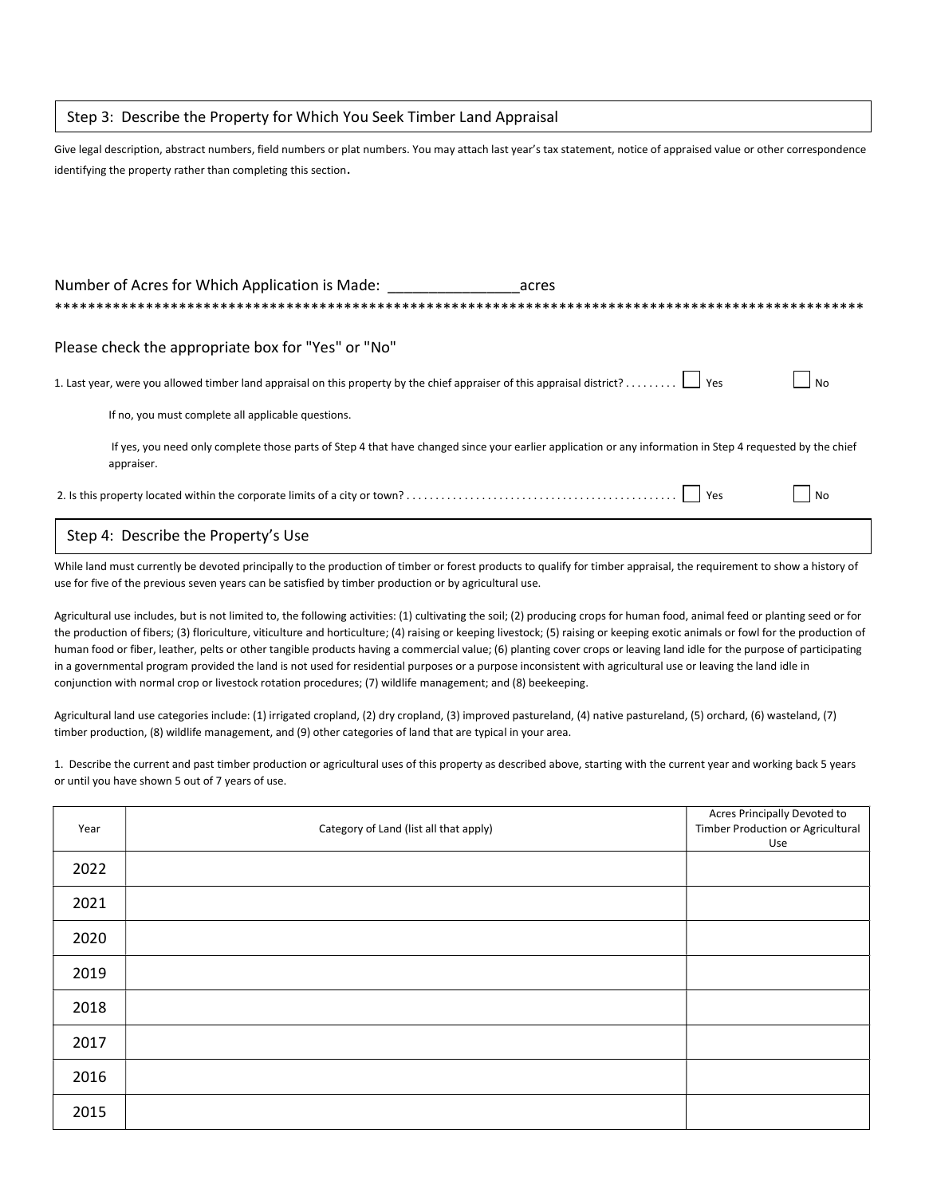## Step 3: Describe the Property for Which You Seek Timber Land Appraisal

Give legal description, abstract numbers, field numbers or plat numbers. You may attach last year's tax statement, notice of appraised value or other correspondence identifying the property rather than completing this section.

Number of Acres for Which Application is Made: ________________acres

****************************************************************************************************

Please check the appropriate box for "Yes" or "No"

1. Last year, were you allowed timber land appraisal on this property by the chief appraiser of this appraisal district? . . . . . . . . . ☐ Yes ☐ No

   If no, you must complete all applicable questions.

   If yes, you need only complete those parts of Step 4 that have changed since your earlier application or any information in Step 4 requested by the chief appraiser.

2. Is this property located within the corporate limits of a city or town? . . . . . . . . . . . . . . . . . . . . . . . . . . . . . . . . . . . . . . . . . . . . . . ☐ Yes ☐ No

## Step 4: Describe the Property's Use

While land must currently be devoted principally to the production of timber or forest products to qualify for timber appraisal, the requirement to show a history of use for five of the previous seven years can be satisfied by timber production or by agricultural use.

Agricultural use includes, but is not limited to, the following activities: (1) cultivating the soil; (2) producing crops for human food, animal feed or planting seed or for the production of fibers; (3) floriculture, viticulture and horticulture; (4) raising or keeping livestock; (5) raising or keeping exotic animals or fowl for the production of human food or fiber, leather, pelts or other tangible products having a commercial value; (6) planting cover crops or leaving land idle for the purpose of participating in a governmental program provided the land is not used for residential purposes or a purpose inconsistent with agricultural use or leaving the land idle in conjunction with normal crop or livestock rotation procedures; (7) wildlife management; and (8) beekeeping.

Agricultural land use categories include: (1) irrigated cropland, (2) dry cropland, (3) improved pastureland, (4) native pastureland, (5) orchard, (6) wasteland, (7) timber production, (8) wildlife management, and (9) other categories of land that are typical in your area.

1. Describe the current and past timber production or agricultural uses of this property as described above, starting with the current year and working back 5 years or until you have shown 5 out of 7 years of use.

| Year | Category of Land (list all that apply) | Acres Principally Devoted to Timber Production or Agricultural Use |
|---|---|---|
| 2022 | | |
| 2021 | | |
| 2020 | | |
| 2019 | | |
| 2018 | | |
| 2017 | | |
| 2016 | | |
| 2015 | | |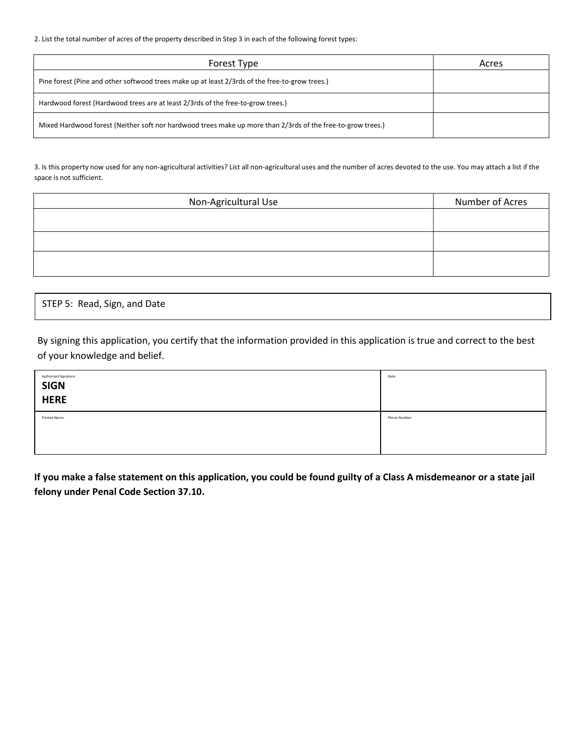2. List the total number of acres of the property described in Step 3 in each of the following forest types:

| Forest Type | Acres |
|---|---|
| Pine forest (Pine and other softwood trees make up at least 2/3rds of the free-to-grow trees.) | |
| Hardwood forest (Hardwood trees are at least 2/3rds of the free-to-grow trees.) | |
| Mixed Hardwood forest (Neither soft nor hardwood trees make up more than 2/3rds of the free-to-grow trees.) | |

3. Is this property now used for any non-agricultural activities? List all non-agricultural uses and the number of acres devoted to the use. You may attach a list if the space is not sufficient.

| Non-Agricultural Use | Number of Acres |
|---|---|
| | |
| | |
| | |

## STEP 5: Read, Sign, and Date

By signing this application, you certify that the information provided in this application is true and correct to the best of your knowledge and belief.

| Authorized Signature: **SIGN HERE** | Date: |
|---|---|
| Printed Name: | Phone Number: |

**If you make a false statement on this application, you could be found guilty of a Class A misdemeanor or a state jail felony under Penal Code Section 37.10.**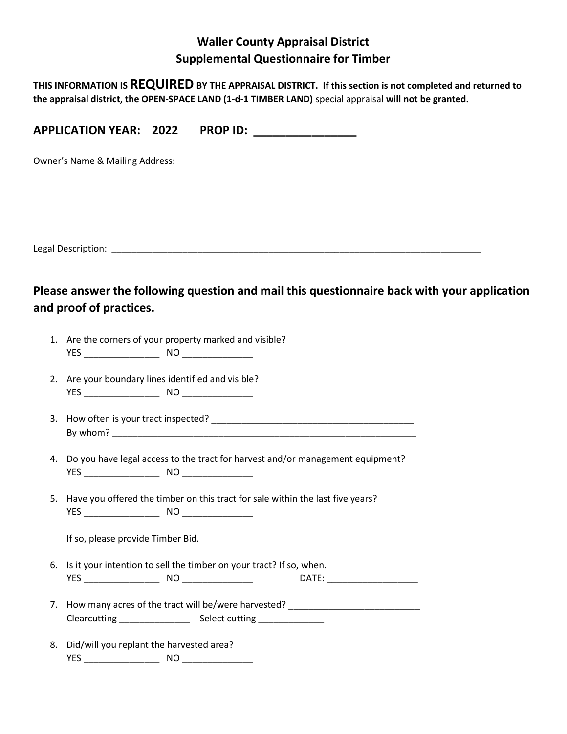# Waller County Appraisal District
## Supplemental Questionnaire for Timber

**THIS INFORMATION IS REQUIRED BY THE APPRAISAL DISTRICT. If this section is not completed and returned to the appraisal district, the OPEN-SPACE LAND (1-d-1 TIMBER LAND)** special appraisal **will not be granted.**

**APPLICATION YEAR: 2022 PROP ID: ________________**

Owner's Name & Mailing Address:

Legal Description: ______________________________________________________________________________

### Please answer the following question and mail this questionnaire back with your application and proof of practices.

1. Are the corners of your property marked and visible?
   YES _______________ NO ______________

2. Are your boundary lines identified and visible?
   YES _______________ NO ______________

3. How often is your tract inspected? _________________________________________
   By whom? ______________________________________________________________

4. Do you have legal access to the tract for harvest and/or management equipment?
   YES _______________ NO ______________

5. Have you offered the timber on this tract for sale within the last five years?
   YES _______________ NO ______________

   If so, please provide Timber Bid.

6. Is it your intention to sell the timber on your tract? If so, when.
   YES _______________ NO ______________ DATE: __________________

7. How many acres of the tract will be/were harvested? ___________________________
   Clearcutting ______________ Select cutting _____________

8. Did/will you replant the harvested area?
   YES _______________ NO ______________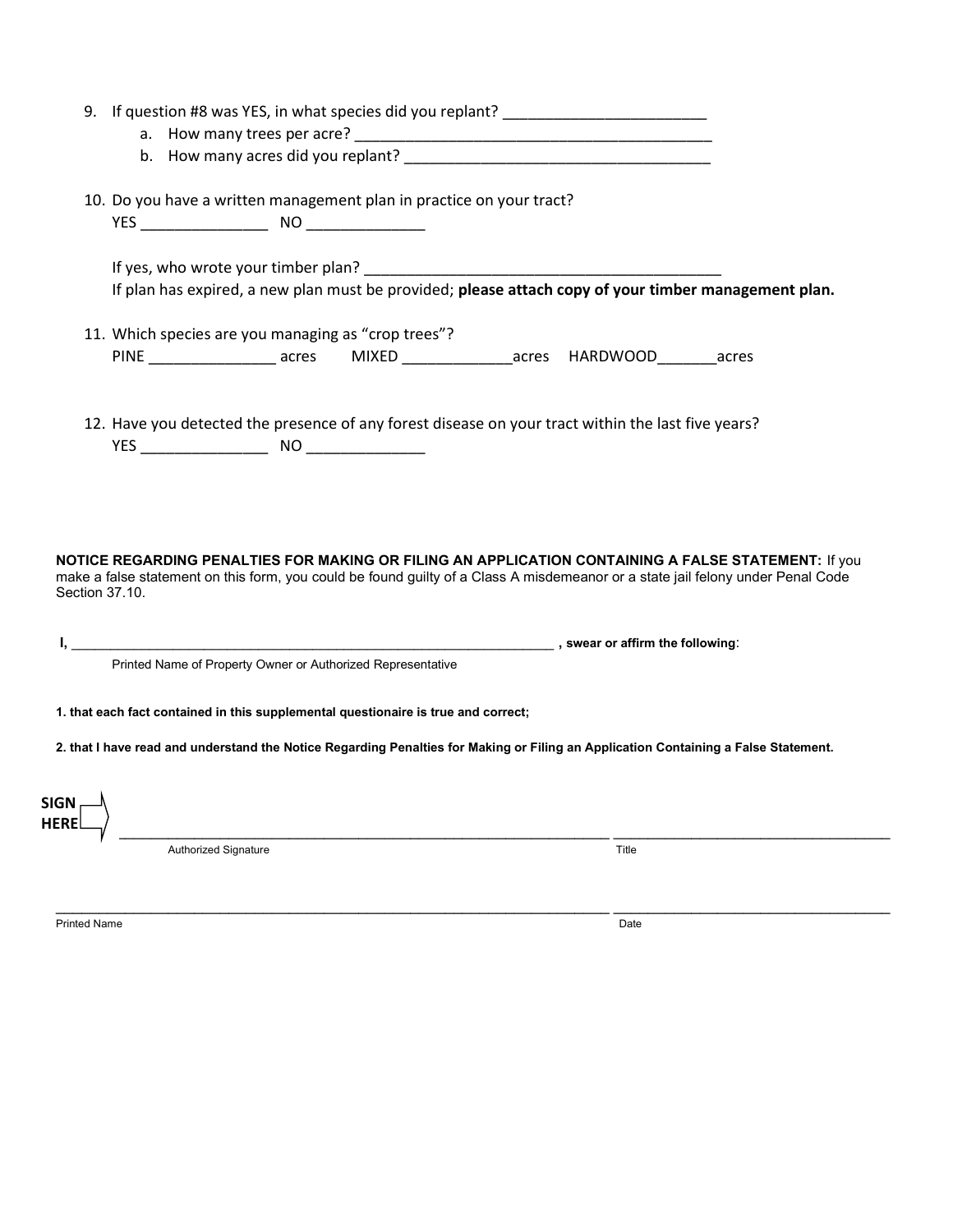9. If question #8 was YES, in what species did you replant? ________________________
    a. How many trees per acre? ___________________________________________
    b. How many acres did you replant? _____________________________________

10. Do you have a written management plan in practice on your tract?
    YES _______________ NO ______________

    If yes, who wrote your timber plan? ____________________________________________
    If plan has expired, a new plan must be provided; **please attach copy of your timber management plan.**

11. Which species are you managing as "crop trees"?
    PINE _______________ acres MIXED _____________acres HARDWOOD_______acres

12. Have you detected the presence of any forest disease on your tract within the last five years?
    YES _______________ NO ______________

**NOTICE REGARDING PENALTIES FOR MAKING OR FILING AN APPLICATION CONTAINING A FALSE STATEMENT:** If you make a false statement on this form, you could be found guilty of a Class A misdemeanor or a state jail felony under Penal Code Section 37.10.

**I,** _________________________________________________________________ **, swear or affirm the following**:

Printed Name of Property Owner or Authorized Representative

**1. that each fact contained in this supplemental questionaire is true and correct;**

**2. that I have read and understand the Notice Regarding Penalties for Making or Filing an Application Containing a False Statement.**

**SIGN HERE**

_________________________________________________________________ ____________________________________

Authorized Signature Title

_________________________________________________________________ ____________________________________

Printed Name Date